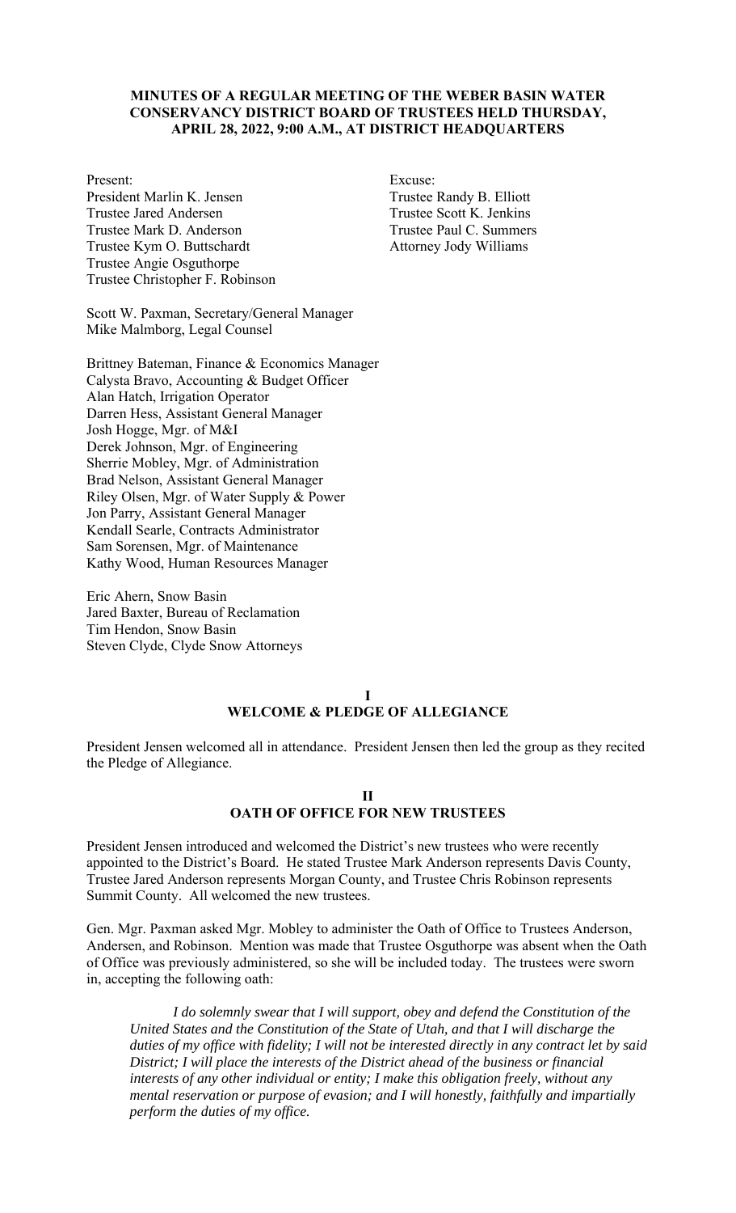**MINUTES OF A REGULAR MEETING OF THE WEBER BASIN WATER CONSERVANCY DISTRICT BOARD OF TRUSTEES HELD THURSDAY, APRIL 28, 2022, 9:00 A.M., AT DISTRICT HEADQUARTERS**

Present:
President Marlin K. Jensen
Trustee Jared Andersen
Trustee Mark D. Anderson
Trustee Kym O. Buttschardt
Trustee Angie Osguthorpe
Trustee Christopher F. Robinson

Excuse:
Trustee Randy B. Elliott
Trustee Scott K. Jenkins
Trustee Paul C. Summers
Attorney Jody Williams

Scott W. Paxman, Secretary/General Manager
Mike Malmborg, Legal Counsel

Brittney Bateman, Finance & Economics Manager
Calysta Bravo, Accounting & Budget Officer
Alan Hatch, Irrigation Operator
Darren Hess, Assistant General Manager
Josh Hogge, Mgr. of M&I
Derek Johnson, Mgr. of Engineering
Sherrie Mobley, Mgr. of Administration
Brad Nelson, Assistant General Manager
Riley Olsen, Mgr. of Water Supply & Power
Jon Parry, Assistant General Manager
Kendall Searle, Contracts Administrator
Sam Sorensen, Mgr. of Maintenance
Kathy Wood, Human Resources Manager

Eric Ahern, Snow Basin
Jared Baxter, Bureau of Reclamation
Tim Hendon, Snow Basin
Steven Clyde, Clyde Snow Attorneys

## I
## WELCOME & PLEDGE OF ALLEGIANCE

President Jensen welcomed all in attendance. President Jensen then led the group as they recited the Pledge of Allegiance.

## II
## OATH OF OFFICE FOR NEW TRUSTEES

President Jensen introduced and welcomed the District's new trustees who were recently appointed to the District's Board. He stated Trustee Mark Anderson represents Davis County, Trustee Jared Anderson represents Morgan County, and Trustee Chris Robinson represents Summit County. All welcomed the new trustees.

Gen. Mgr. Paxman asked Mgr. Mobley to administer the Oath of Office to Trustees Anderson, Andersen, and Robinson. Mention was made that Trustee Osguthorpe was absent when the Oath of Office was previously administered, so she will be included today. The trustees were sworn in, accepting the following oath:

> *I do solemnly swear that I will support, obey and defend the Constitution of the United States and the Constitution of the State of Utah, and that I will discharge the duties of my office with fidelity; I will not be interested directly in any contract let by said District; I will place the interests of the District ahead of the business or financial interests of any other individual or entity; I make this obligation freely, without any mental reservation or purpose of evasion; and I will honestly, faithfully and impartially perform the duties of my office.*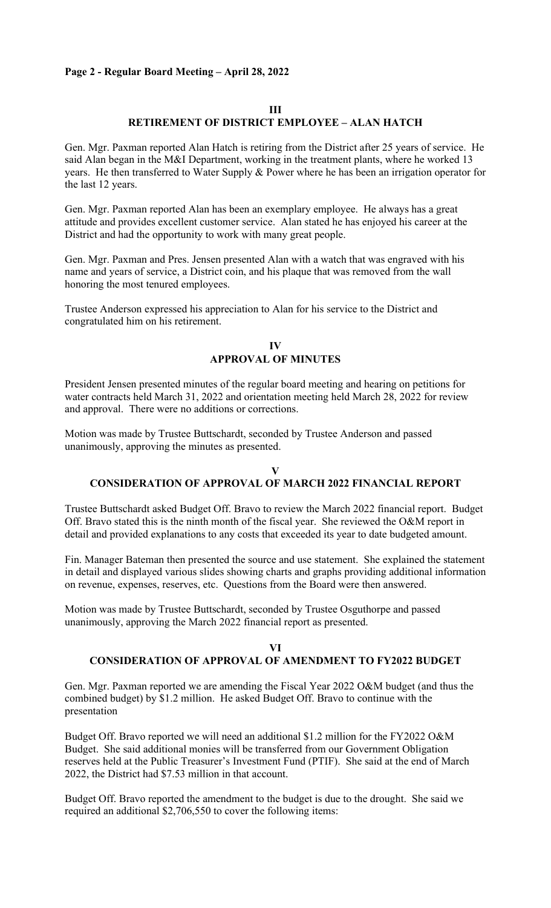### III
### RETIREMENT OF DISTRICT EMPLOYEE – ALAN HATCH

Gen. Mgr. Paxman reported Alan Hatch is retiring from the District after 25 years of service. He said Alan began in the M&I Department, working in the treatment plants, where he worked 13 years. He then transferred to Water Supply & Power where he has been an irrigation operator for the last 12 years.

Gen. Mgr. Paxman reported Alan has been an exemplary employee. He always has a great attitude and provides excellent customer service. Alan stated he has enjoyed his career at the District and had the opportunity to work with many great people.

Gen. Mgr. Paxman and Pres. Jensen presented Alan with a watch that was engraved with his name and years of service, a District coin, and his plaque that was removed from the wall honoring the most tenured employees.

Trustee Anderson expressed his appreciation to Alan for his service to the District and congratulated him on his retirement.

### IV
### APPROVAL OF MINUTES

President Jensen presented minutes of the regular board meeting and hearing on petitions for water contracts held March 31, 2022 and orientation meeting held March 28, 2022 for review and approval. There were no additions or corrections.

Motion was made by Trustee Buttschardt, seconded by Trustee Anderson and passed unanimously, approving the minutes as presented.

### V
### CONSIDERATION OF APPROVAL OF MARCH 2022 FINANCIAL REPORT

Trustee Buttschardt asked Budget Off. Bravo to review the March 2022 financial report. Budget Off. Bravo stated this is the ninth month of the fiscal year. She reviewed the O&M report in detail and provided explanations to any costs that exceeded its year to date budgeted amount.

Fin. Manager Bateman then presented the source and use statement. She explained the statement in detail and displayed various slides showing charts and graphs providing additional information on revenue, expenses, reserves, etc. Questions from the Board were then answered.

Motion was made by Trustee Buttschardt, seconded by Trustee Osguthorpe and passed unanimously, approving the March 2022 financial report as presented.

### VI
### CONSIDERATION OF APPROVAL OF AMENDMENT TO FY2022 BUDGET

Gen. Mgr. Paxman reported we are amending the Fiscal Year 2022 O&M budget (and thus the combined budget) by $1.2 million. He asked Budget Off. Bravo to continue with the presentation

Budget Off. Bravo reported we will need an additional $1.2 million for the FY2022 O&M Budget. She said additional monies will be transferred from our Government Obligation reserves held at the Public Treasurer's Investment Fund (PTIF). She said at the end of March 2022, the District had $7.53 million in that account.

Budget Off. Bravo reported the amendment to the budget is due to the drought. She said we required an additional $2,706,550 to cover the following items: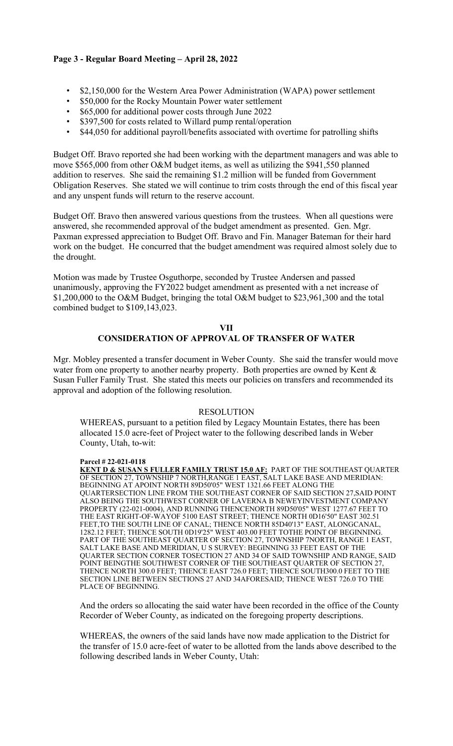- $2,150,000 for the Western Area Power Administration (WAPA) power settlement
- $50,000 for the Rocky Mountain Power water settlement
- $65,000 for additional power costs through June 2022
- $397,500 for costs related to Willard pump rental/operation
- $44,050 for additional payroll/benefits associated with overtime for patrolling shifts

Budget Off. Bravo reported she had been working with the department managers and was able to move $565,000 from other O&M budget items, as well as utilizing the $941,550 planned addition to reserves. She said the remaining $1.2 million will be funded from Government Obligation Reserves. She stated we will continue to trim costs through the end of this fiscal year and any unspent funds will return to the reserve account.

Budget Off. Bravo then answered various questions from the trustees. When all questions were answered, she recommended approval of the budget amendment as presented. Gen. Mgr. Paxman expressed appreciation to Budget Off. Bravo and Fin. Manager Bateman for their hard work on the budget. He concurred that the budget amendment was required almost solely due to the drought.

Motion was made by Trustee Osguthorpe, seconded by Trustee Andersen and passed unanimously, approving the FY2022 budget amendment as presented with a net increase of $1,200,000 to the O&M Budget, bringing the total O&M budget to $23,961,300 and the total combined budget to $109,143,023.

## VII
## CONSIDERATION OF APPROVAL OF TRANSFER OF WATER

Mgr. Mobley presented a transfer document in Weber County. She said the transfer would move water from one property to another nearby property. Both properties are owned by Kent & Susan Fuller Family Trust. She stated this meets our policies on transfers and recommended its approval and adoption of the following resolution.

RESOLUTION

WHEREAS, pursuant to a petition filed by Legacy Mountain Estates, there has been allocated 15.0 acre-feet of Project water to the following described lands in Weber County, Utah, to-wit:

**Parcel # 22-021-0118**
**KENT D & SUSAN S FULLER FAMILY TRUST 15.0 AF:** PART OF THE SOUTHEAST QUARTER OF SECTION 27, TOWNSHIP 7 NORTH,RANGE 1 EAST, SALT LAKE BASE AND MERIDIAN: BEGINNING AT APOINT NORTH 89D50'05" WEST 1321.66 FEET ALONG THE QUARTERSECTION LINE FROM THE SOUTHEAST CORNER OF SAID SECTION 27,SAID POINT ALSO BEING THE SOUTHWEST CORNER OF LAVERNA B NEWEYINVESTMENT COMPANY PROPERTY (22-021-0004), AND RUNNING THENCENORTH 89D50'05" WEST 1277.67 FEET TO THE EAST RIGHT-OF-WAYOF 5100 EAST STREET; THENCE NORTH 0D16'50" EAST 302.51 FEET,TO THE SOUTH LINE OF CANAL; THENCE NORTH 85D40'13" EAST, ALONGCANAL, 1282.12 FEET; THENCE SOUTH 0D19'25" WEST 403.00 FEET TOTHE POINT OF BEGINNING. PART OF THE SOUTHEAST QUARTER OF SECTION 27, TOWNSHIP 7NORTH, RANGE 1 EAST, SALT LAKE BASE AND MERIDIAN, U S SURVEY: BEGINNING 33 FEET EAST OF THE QUARTER SECTION CORNER TOSECTION 27 AND 34 OF SAID TOWNSHIP AND RANGE, SAID POINT BEINGTHE SOUTHWEST CORNER OF THE SOUTHEAST QUARTER OF SECTION 27, THENCE NORTH 300.0 FEET; THENCE EAST 726.0 FEET; THENCE SOUTH300.0 FEET TO THE SECTION LINE BETWEEN SECTIONS 27 AND 34AFORESAID; THENCE WEST 726.0 TO THE PLACE OF BEGINNING.

And the orders so allocating the said water have been recorded in the office of the County Recorder of Weber County, as indicated on the foregoing property descriptions.

WHEREAS, the owners of the said lands have now made application to the District for the transfer of 15.0 acre-feet of water to be allotted from the lands above described to the following described lands in Weber County, Utah: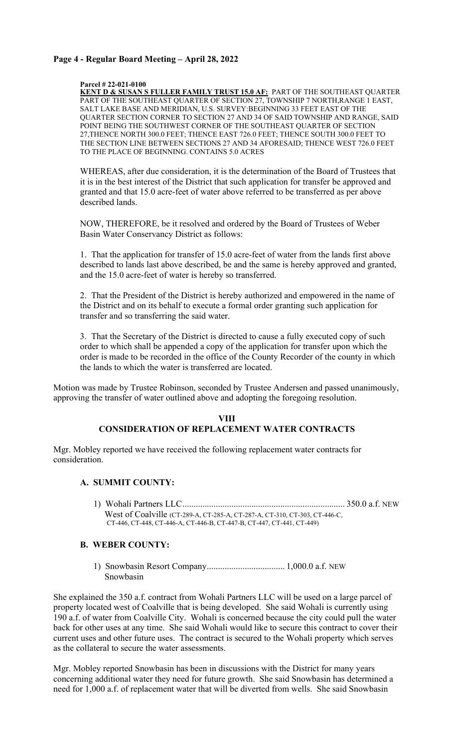**Parcel # 22-021-0100**
**KENT D & SUSAN S FULLER FAMILY TRUST 15.0 AF:** PART OF THE SOUTHEAST QUARTER PART OF THE SOUTHEAST QUARTER OF SECTION 27, TOWNSHIP 7 NORTH,RANGE 1 EAST, SALT LAKE BASE AND MERIDIAN, U.S. SURVEY:BEGINNING 33 FEET EAST OF THE QUARTER SECTION CORNER TO SECTION 27 AND 34 OF SAID TOWNSHIP AND RANGE, SAID POINT BEING THE SOUTHWEST CORNER OF THE SOUTHEAST QUARTER OF SECTION 27,THENCE NORTH 300.0 FEET; THENCE EAST 726.0 FEET; THENCE SOUTH 300.0 FEET TO THE SECTION LINE BETWEEN SECTIONS 27 AND 34 AFORESAID; THENCE WEST 726.0 FEET TO THE PLACE OF BEGINNING. CONTAINS 5.0 ACRES

WHEREAS, after due consideration, it is the determination of the Board of Trustees that it is in the best interest of the District that such application for transfer be approved and granted and that 15.0 acre-feet of water above referred to be transferred as per above described lands.

NOW, THEREFORE, be it resolved and ordered by the Board of Trustees of Weber Basin Water Conservancy District as follows:

1. That the application for transfer of 15.0 acre-feet of water from the lands first above described to lands last above described, be and the same is hereby approved and granted, and the 15.0 acre-feet of water is hereby so transferred.

2. That the President of the District is hereby authorized and empowered in the name of the District and on its behalf to execute a formal order granting such application for transfer and so transferring the said water.

3. That the Secretary of the District is directed to cause a fully executed copy of such order to which shall be appended a copy of the application for transfer upon which the order is made to be recorded in the office of the County Recorder of the county in which the lands to which the water is transferred are located.

Motion was made by Trustee Robinson, seconded by Trustee Andersen and passed unanimously, approving the transfer of water outlined above and adopting the foregoing resolution.

## VIII
## CONSIDERATION OF REPLACEMENT WATER CONTRACTS

Mgr. Mobley reported we have received the following replacement water contracts for consideration.

### A. SUMMIT COUNTY:

1) Wohali Partners LLC........................................................................ 350.0 a.f. NEW
   West of Coalville (CT-289-A, CT-285-A, CT-287-A, CT-310, CT-303, CT-446-C, CT-446, CT-448, CT-446-A, CT-446-B, CT-447-B, CT-447, CT-441, CT-449)

### B. WEBER COUNTY:

1) Snowbasin Resort Company.................................. 1,000.0 a.f. NEW
   Snowbasin

She explained the 350 a.f. contract from Wohali Partners LLC will be used on a large parcel of property located west of Coalville that is being developed. She said Wohali is currently using 190 a.f. of water from Coalville City. Wohali is concerned because the city could pull the water back for other uses at any time. She said Wohali would like to secure this contract to cover their current uses and other future uses. The contract is secured to the Wohali property which serves as the collateral to secure the water assessments.

Mgr. Mobley reported Snowbasin has been in discussions with the District for many years concerning additional water they need for future growth. She said Snowbasin has determined a need for 1,000 a.f. of replacement water that will be diverted from wells. She said Snowbasin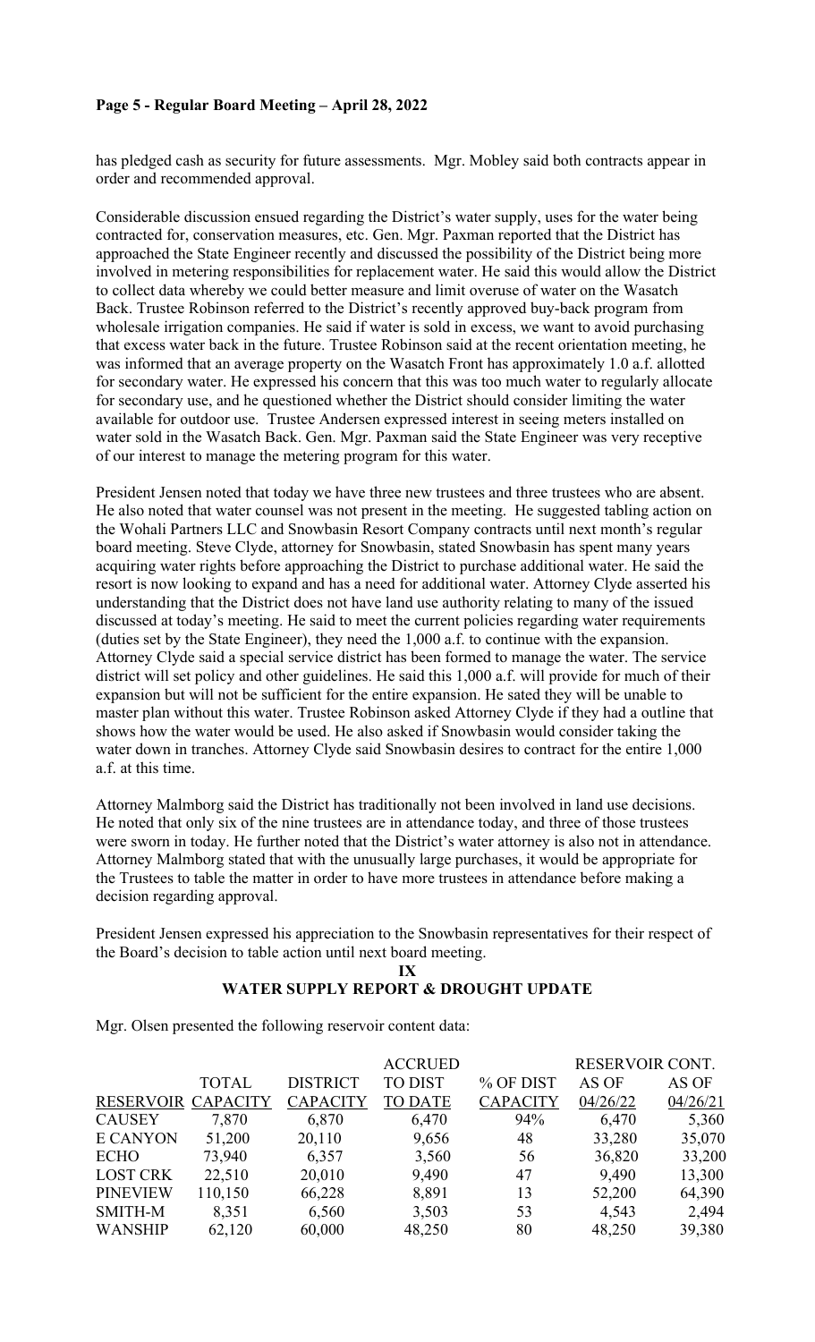has pledged cash as security for future assessments. Mgr. Mobley said both contracts appear in order and recommended approval.

Considerable discussion ensued regarding the District's water supply, uses for the water being contracted for, conservation measures, etc. Gen. Mgr. Paxman reported that the District has approached the State Engineer recently and discussed the possibility of the District being more involved in metering responsibilities for replacement water. He said this would allow the District to collect data whereby we could better measure and limit overuse of water on the Wasatch Back. Trustee Robinson referred to the District's recently approved buy-back program from wholesale irrigation companies. He said if water is sold in excess, we want to avoid purchasing that excess water back in the future. Trustee Robinson said at the recent orientation meeting, he was informed that an average property on the Wasatch Front has approximately 1.0 a.f. allotted for secondary water. He expressed his concern that this was too much water to regularly allocate for secondary use, and he questioned whether the District should consider limiting the water available for outdoor use. Trustee Andersen expressed interest in seeing meters installed on water sold in the Wasatch Back. Gen. Mgr. Paxman said the State Engineer was very receptive of our interest to manage the metering program for this water.

President Jensen noted that today we have three new trustees and three trustees who are absent. He also noted that water counsel was not present in the meeting. He suggested tabling action on the Wohali Partners LLC and Snowbasin Resort Company contracts until next month's regular board meeting. Steve Clyde, attorney for Snowbasin, stated Snowbasin has spent many years acquiring water rights before approaching the District to purchase additional water. He said the resort is now looking to expand and has a need for additional water. Attorney Clyde asserted his understanding that the District does not have land use authority relating to many of the issued discussed at today's meeting. He said to meet the current policies regarding water requirements (duties set by the State Engineer), they need the 1,000 a.f. to continue with the expansion. Attorney Clyde said a special service district has been formed to manage the water. The service district will set policy and other guidelines. He said this 1,000 a.f. will provide for much of their expansion but will not be sufficient for the entire expansion. He sated they will be unable to master plan without this water. Trustee Robinson asked Attorney Clyde if they had a outline that shows how the water would be used. He also asked if Snowbasin would consider taking the water down in tranches. Attorney Clyde said Snowbasin desires to contract for the entire 1,000 a.f. at this time.

Attorney Malmborg said the District has traditionally not been involved in land use decisions. He noted that only six of the nine trustees are in attendance today, and three of those trustees were sworn in today. He further noted that the District's water attorney is also not in attendance. Attorney Malmborg stated that with the unusually large purchases, it would be appropriate for the Trustees to table the matter in order to have more trustees in attendance before making a decision regarding approval.

President Jensen expressed his appreciation to the Snowbasin representatives for their respect of the Board's decision to table action until next board meeting.

## IX
## WATER SUPPLY REPORT & DROUGHT UPDATE

Mgr. Olsen presented the following reservoir content data:

| RESERVOIR | TOTAL CAPACITY | DISTRICT CAPACITY | ACCRUED TO DIST TO DATE | % OF DIST CAPACITY | RESERVOIR CONT. AS OF 04/26/22 | RESERVOIR CONT. AS OF 04/26/21 |
|---|---|---|---|---|---|---|
| CAUSEY | 7,870 | 6,870 | 6,470 | 94% | 6,470 | 5,360 |
| E CANYON | 51,200 | 20,110 | 9,656 | 48 | 33,280 | 35,070 |
| ECHO | 73,940 | 6,357 | 3,560 | 56 | 36,820 | 33,200 |
| LOST CRK | 22,510 | 20,010 | 9,490 | 47 | 9,490 | 13,300 |
| PINEVIEW | 110,150 | 66,228 | 8,891 | 13 | 52,200 | 64,390 |
| SMITH-M | 8,351 | 6,560 | 3,503 | 53 | 4,543 | 2,494 |
| WANSHIP | 62,120 | 60,000 | 48,250 | 80 | 48,250 | 39,380 |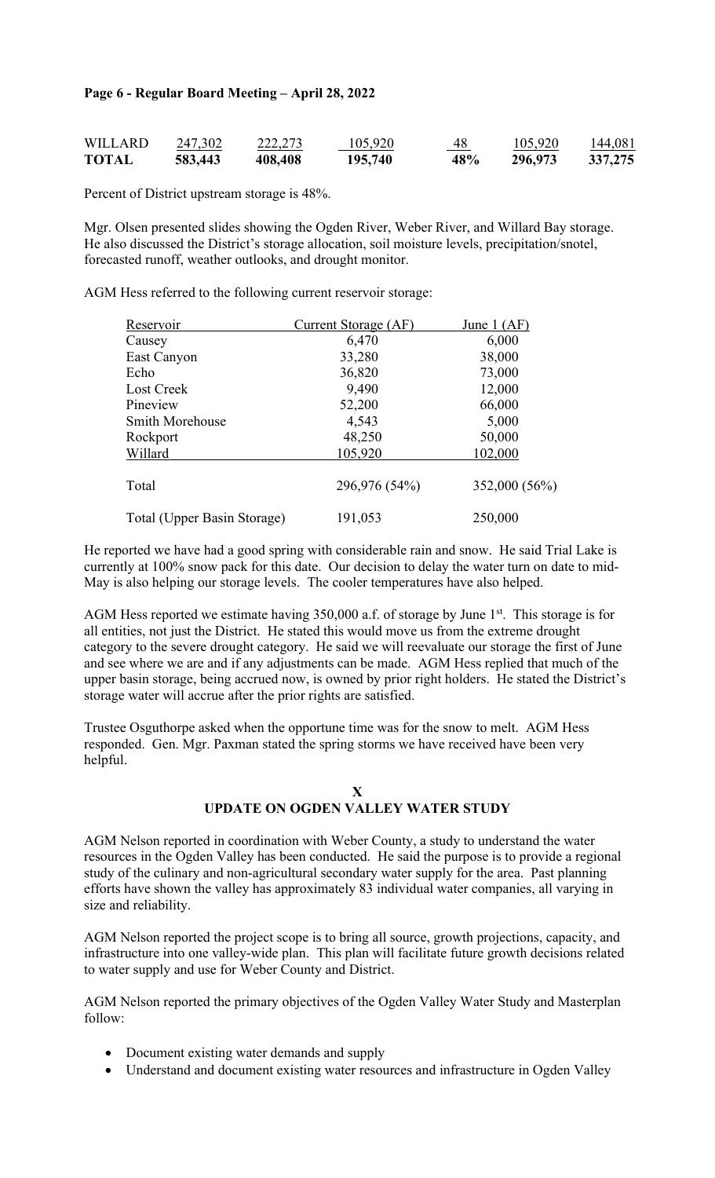**Page 6 - Regular Board Meeting – April 28, 2022**

| | | | | | | |
|---|---|---|---|---|---|---|
| WILLARD | 247,302 | 222,273 | 105,920 | 48 | 105,920 | 144,081 |
| **TOTAL** | **583,443** | **408,408** | **195,740** | **48%** | **296,973** | **337,275** |

Percent of District upstream storage is 48%.

Mgr. Olsen presented slides showing the Ogden River, Weber River, and Willard Bay storage. He also discussed the District's storage allocation, soil moisture levels, precipitation/snotel, forecasted runoff, weather outlooks, and drought monitor.

AGM Hess referred to the following current reservoir storage:

| Reservoir | Current Storage (AF) | June 1 (AF) |
|---|---|---|
| Causey | 6,470 | 6,000 |
| East Canyon | 33,280 | 38,000 |
| Echo | 36,820 | 73,000 |
| Lost Creek | 9,490 | 12,000 |
| Pineview | 52,200 | 66,000 |
| Smith Morehouse | 4,543 | 5,000 |
| Rockport | 48,250 | 50,000 |
| Willard | 105,920 | 102,000 |
| Total | 296,976 (54%) | 352,000 (56%) |
| Total (Upper Basin Storage) | 191,053 | 250,000 |

He reported we have had a good spring with considerable rain and snow. He said Trial Lake is currently at 100% snow pack for this date. Our decision to delay the water turn on date to mid-May is also helping our storage levels. The cooler temperatures have also helped.

AGM Hess reported we estimate having 350,000 a.f. of storage by June 1st. This storage is for all entities, not just the District. He stated this would move us from the extreme drought category to the severe drought category. He said we will reevaluate our storage the first of June and see where we are and if any adjustments can be made. AGM Hess replied that much of the upper basin storage, being accrued now, is owned by prior right holders. He stated the District's storage water will accrue after the prior rights are satisfied.

Trustee Osguthorpe asked when the opportune time was for the snow to melt. AGM Hess responded. Gen. Mgr. Paxman stated the spring storms we have received have been very helpful.

## X
## UPDATE ON OGDEN VALLEY WATER STUDY

AGM Nelson reported in coordination with Weber County, a study to understand the water resources in the Ogden Valley has been conducted. He said the purpose is to provide a regional study of the culinary and non-agricultural secondary water supply for the area. Past planning efforts have shown the valley has approximately 83 individual water companies, all varying in size and reliability.

AGM Nelson reported the project scope is to bring all source, growth projections, capacity, and infrastructure into one valley-wide plan. This plan will facilitate future growth decisions related to water supply and use for Weber County and District.

AGM Nelson reported the primary objectives of the Ogden Valley Water Study and Masterplan follow:

- Document existing water demands and supply
- Understand and document existing water resources and infrastructure in Ogden Valley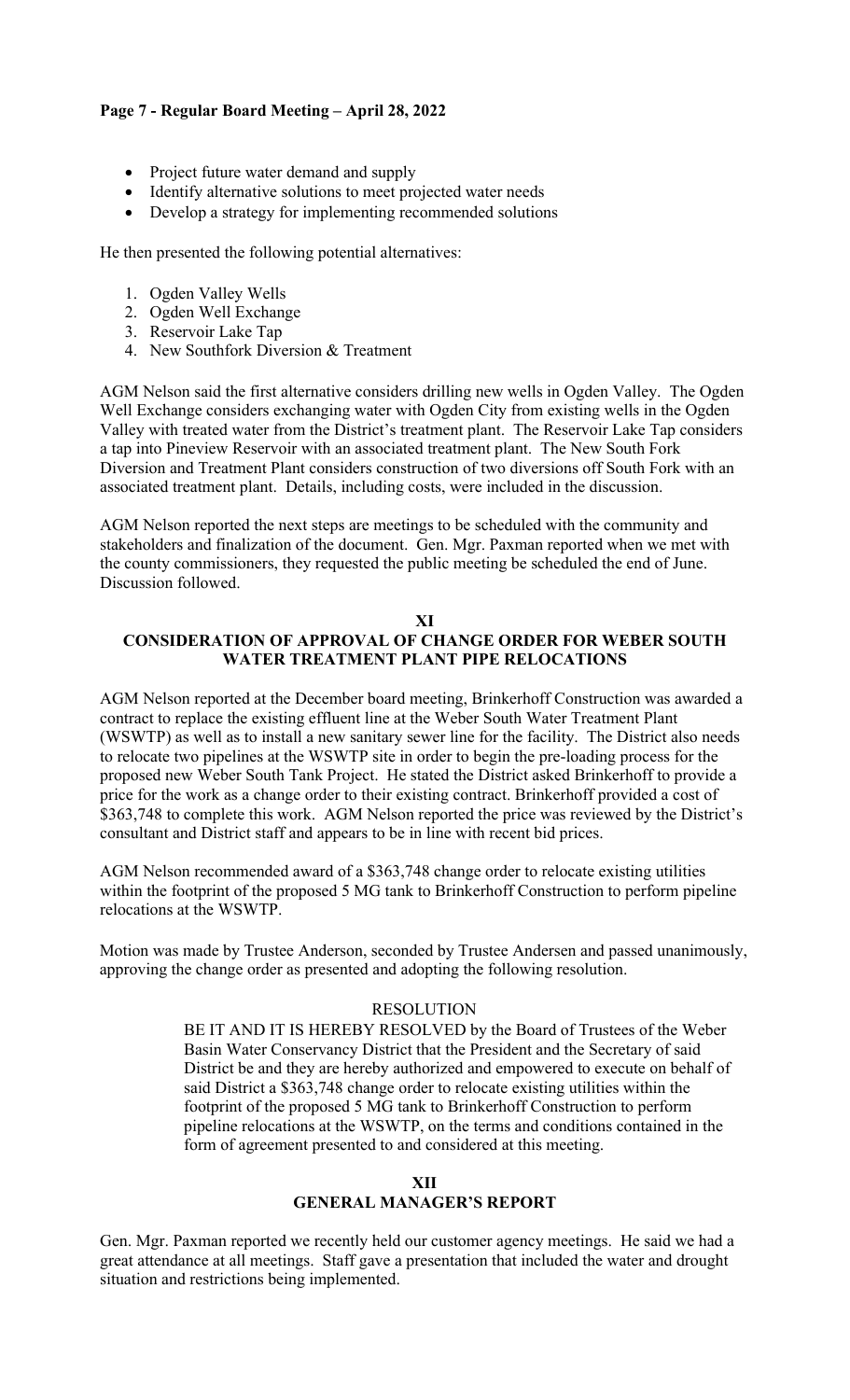- Project future water demand and supply
- Identify alternative solutions to meet projected water needs
- Develop a strategy for implementing recommended solutions

He then presented the following potential alternatives:

1. Ogden Valley Wells
2. Ogden Well Exchange
3. Reservoir Lake Tap
4. New Southfork Diversion & Treatment

AGM Nelson said the first alternative considers drilling new wells in Ogden Valley. The Ogden Well Exchange considers exchanging water with Ogden City from existing wells in the Ogden Valley with treated water from the District's treatment plant. The Reservoir Lake Tap considers a tap into Pineview Reservoir with an associated treatment plant. The New South Fork Diversion and Treatment Plant considers construction of two diversions off South Fork with an associated treatment plant. Details, including costs, were included in the discussion.

AGM Nelson reported the next steps are meetings to be scheduled with the community and stakeholders and finalization of the document. Gen. Mgr. Paxman reported when we met with the county commissioners, they requested the public meeting be scheduled the end of June. Discussion followed.

## XI
## CONSIDERATION OF APPROVAL OF CHANGE ORDER FOR WEBER SOUTH WATER TREATMENT PLANT PIPE RELOCATIONS

AGM Nelson reported at the December board meeting, Brinkerhoff Construction was awarded a contract to replace the existing effluent line at the Weber South Water Treatment Plant (WSWTP) as well as to install a new sanitary sewer line for the facility. The District also needs to relocate two pipelines at the WSWTP site in order to begin the pre-loading process for the proposed new Weber South Tank Project. He stated the District asked Brinkerhoff to provide a price for the work as a change order to their existing contract. Brinkerhoff provided a cost of $363,748 to complete this work. AGM Nelson reported the price was reviewed by the District's consultant and District staff and appears to be in line with recent bid prices.

AGM Nelson recommended award of a $363,748 change order to relocate existing utilities within the footprint of the proposed 5 MG tank to Brinkerhoff Construction to perform pipeline relocations at the WSWTP.

Motion was made by Trustee Anderson, seconded by Trustee Andersen and passed unanimously, approving the change order as presented and adopting the following resolution.

RESOLUTION

> BE IT AND IT IS HEREBY RESOLVED by the Board of Trustees of the Weber Basin Water Conservancy District that the President and the Secretary of said District be and they are hereby authorized and empowered to execute on behalf of said District a $363,748 change order to relocate existing utilities within the footprint of the proposed 5 MG tank to Brinkerhoff Construction to perform pipeline relocations at the WSWTP, on the terms and conditions contained in the form of agreement presented to and considered at this meeting.

## XII
## GENERAL MANAGER'S REPORT

Gen. Mgr. Paxman reported we recently held our customer agency meetings. He said we had a great attendance at all meetings. Staff gave a presentation that included the water and drought situation and restrictions being implemented.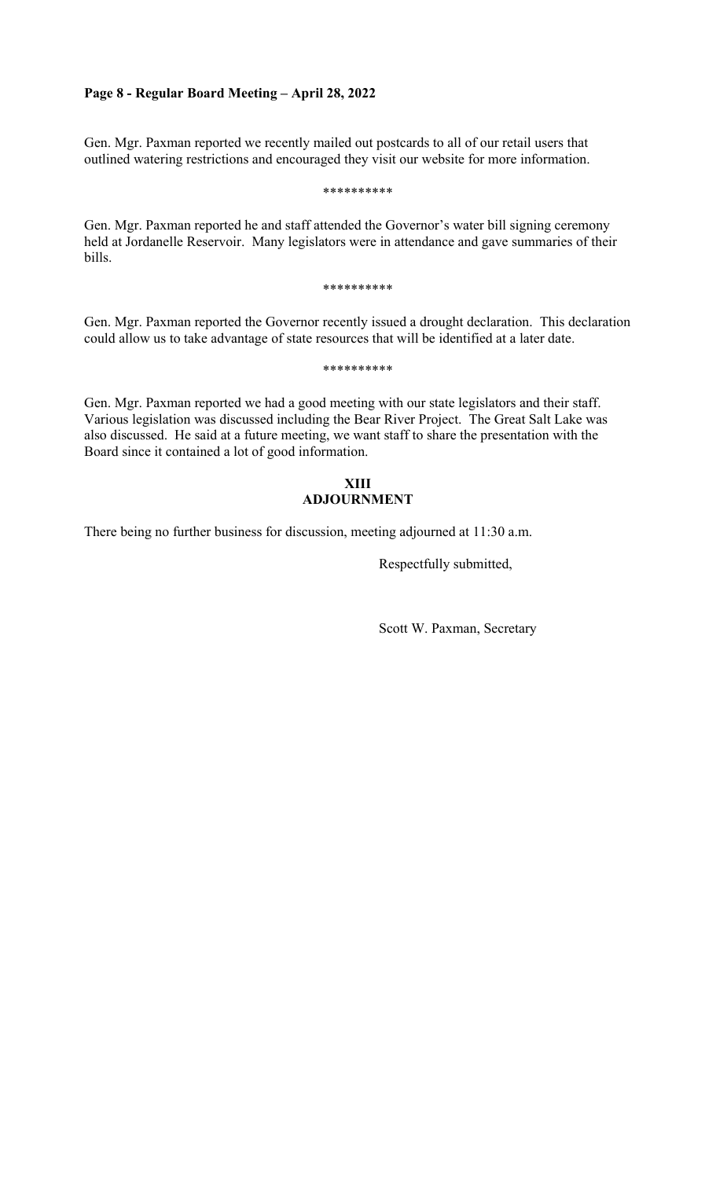Gen. Mgr. Paxman reported we recently mailed out postcards to all of our retail users that outlined watering restrictions and encouraged they visit our website for more information.

**********

Gen. Mgr. Paxman reported he and staff attended the Governor's water bill signing ceremony held at Jordanelle Reservoir. Many legislators were in attendance and gave summaries of their bills.

**********

Gen. Mgr. Paxman reported the Governor recently issued a drought declaration. This declaration could allow us to take advantage of state resources that will be identified at a later date.

**********

Gen. Mgr. Paxman reported we had a good meeting with our state legislators and their staff. Various legislation was discussed including the Bear River Project. The Great Salt Lake was also discussed. He said at a future meeting, we want staff to share the presentation with the Board since it contained a lot of good information.

## XIII
## ADJOURNMENT

There being no further business for discussion, meeting adjourned at 11:30 a.m.

Respectfully submitted,

Scott W. Paxman, Secretary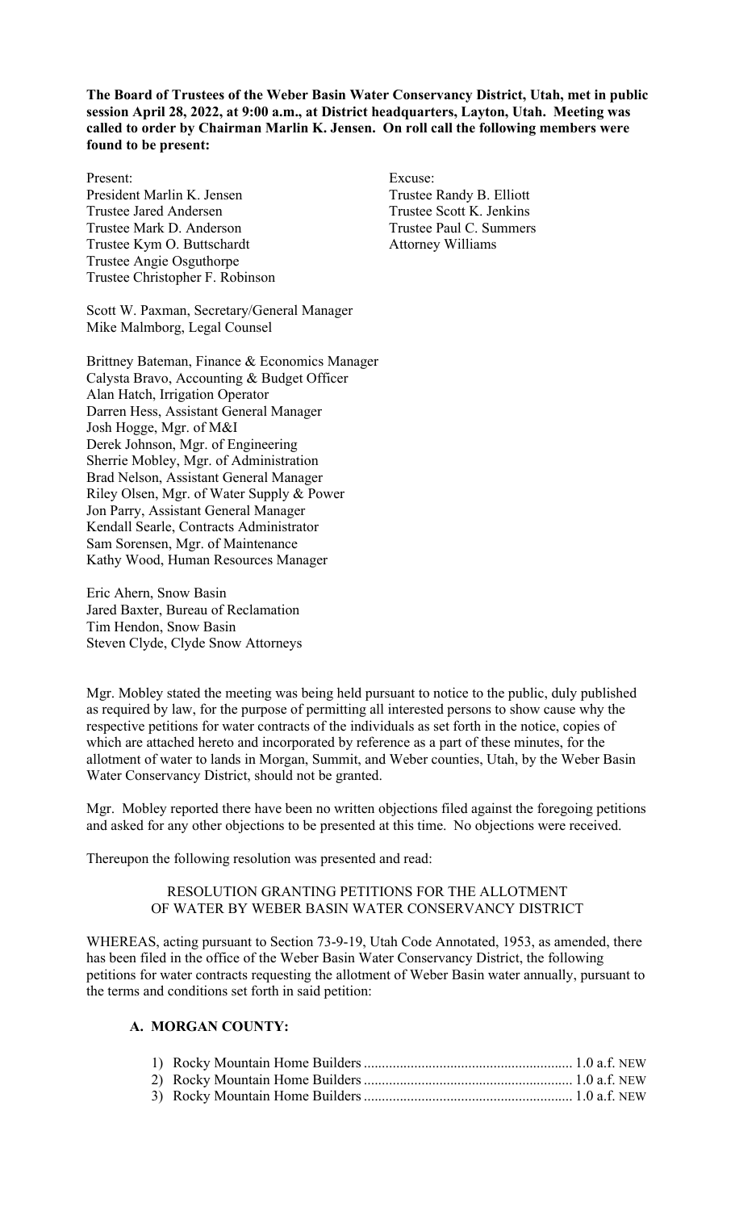**The Board of Trustees of the Weber Basin Water Conservancy District, Utah, met in public session April 28, 2022, at 9:00 a.m., at District headquarters, Layton, Utah. Meeting was called to order by Chairman Marlin K. Jensen. On roll call the following members were found to be present:**

Present:
President Marlin K. Jensen
Trustee Jared Andersen
Trustee Mark D. Anderson
Trustee Kym O. Buttschardt
Trustee Angie Osguthorpe
Trustee Christopher F. Robinson

Excuse:
Trustee Randy B. Elliott
Trustee Scott K. Jenkins
Trustee Paul C. Summers
Attorney Williams

Scott W. Paxman, Secretary/General Manager
Mike Malmborg, Legal Counsel

Brittney Bateman, Finance & Economics Manager
Calysta Bravo, Accounting & Budget Officer
Alan Hatch, Irrigation Operator
Darren Hess, Assistant General Manager
Josh Hogge, Mgr. of M&I
Derek Johnson, Mgr. of Engineering
Sherrie Mobley, Mgr. of Administration
Brad Nelson, Assistant General Manager
Riley Olsen, Mgr. of Water Supply & Power
Jon Parry, Assistant General Manager
Kendall Searle, Contracts Administrator
Sam Sorensen, Mgr. of Maintenance
Kathy Wood, Human Resources Manager

Eric Ahern, Snow Basin
Jared Baxter, Bureau of Reclamation
Tim Hendon, Snow Basin
Steven Clyde, Clyde Snow Attorneys

Mgr. Mobley stated the meeting was being held pursuant to notice to the public, duly published as required by law, for the purpose of permitting all interested persons to show cause why the respective petitions for water contracts of the individuals as set forth in the notice, copies of which are attached hereto and incorporated by reference as a part of these minutes, for the allotment of water to lands in Morgan, Summit, and Weber counties, Utah, by the Weber Basin Water Conservancy District, should not be granted.

Mgr. Mobley reported there have been no written objections filed against the foregoing petitions and asked for any other objections to be presented at this time. No objections were received.

Thereupon the following resolution was presented and read:

RESOLUTION GRANTING PETITIONS FOR THE ALLOTMENT
OF WATER BY WEBER BASIN WATER CONSERVANCY DISTRICT

WHEREAS, acting pursuant to Section 73-9-19, Utah Code Annotated, 1953, as amended, there has been filed in the office of the Weber Basin Water Conservancy District, the following petitions for water contracts requesting the allotment of Weber Basin water annually, pursuant to the terms and conditions set forth in said petition:

**A. MORGAN COUNTY:**

1) Rocky Mountain Home Builders ........................................................ 1.0 a.f. NEW
2) Rocky Mountain Home Builders ........................................................ 1.0 a.f. NEW
3) Rocky Mountain Home Builders ........................................................ 1.0 a.f. NEW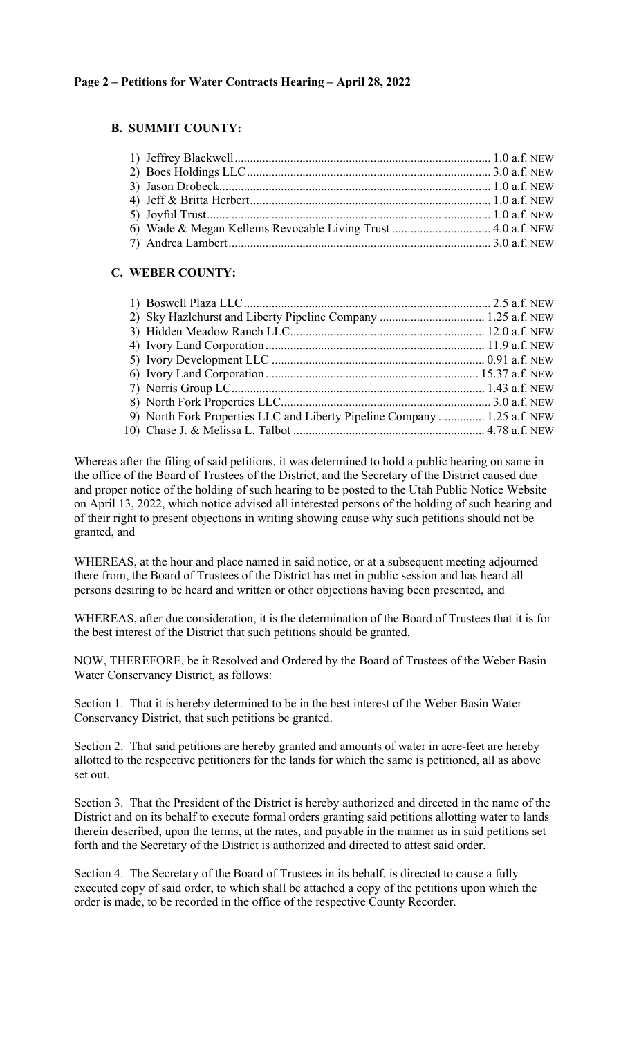### B. SUMMIT COUNTY:

1) Jeffrey Blackwell.................................................................................. 1.0 a.f. NEW
2) Boes Holdings LLC.............................................................................. 3.0 a.f. NEW
3) Jason Drobeck...................................................................................... 1.0 a.f. NEW
4) Jeff & Britta Herbert............................................................................. 1.0 a.f. NEW
5) Joyful Trust........................................................................................... 1.0 a.f. NEW
6) Wade & Megan Kellems Revocable Living Trust ................................ 4.0 a.f. NEW
7) Andrea Lambert.................................................................................... 3.0 a.f. NEW

### C. WEBER COUNTY:

1) Boswell Plaza LLC................................................................................ 2.5 a.f. NEW
2) Sky Hazlehurst and Liberty Pipeline Company .................................. 1.25 a.f. NEW
3) Hidden Meadow Ranch LLC............................................................... 12.0 a.f. NEW
4) Ivory Land Corporation....................................................................... 11.9 a.f. NEW
5) Ivory Development LLC ..................................................................... 0.91 a.f. NEW
6) Ivory Land Corporation..................................................................... 15.37 a.f. NEW
7) Norris Group LC.................................................................................. 1.43 a.f. NEW
8) North Fork Properties LLC.................................................................... 3.0 a.f. NEW
9) North Fork Properties LLC and Liberty Pipeline Company ............... 1.25 a.f. NEW
10) Chase J. & Melissa L. Talbot .............................................................. 4.78 a.f. NEW

Whereas after the filing of said petitions, it was determined to hold a public hearing on same in the office of the Board of Trustees of the District, and the Secretary of the District caused due and proper notice of the holding of such hearing to be posted to the Utah Public Notice Website on April 13, 2022, which notice advised all interested persons of the holding of such hearing and of their right to present objections in writing showing cause why such petitions should not be granted, and

WHEREAS, at the hour and place named in said notice, or at a subsequent meeting adjourned there from, the Board of Trustees of the District has met in public session and has heard all persons desiring to be heard and written or other objections having been presented, and

WHEREAS, after due consideration, it is the determination of the Board of Trustees that it is for the best interest of the District that such petitions should be granted.

NOW, THEREFORE, be it Resolved and Ordered by the Board of Trustees of the Weber Basin Water Conservancy District, as follows:

Section 1. That it is hereby determined to be in the best interest of the Weber Basin Water Conservancy District, that such petitions be granted.

Section 2. That said petitions are hereby granted and amounts of water in acre-feet are hereby allotted to the respective petitioners for the lands for which the same is petitioned, all as above set out.

Section 3. That the President of the District is hereby authorized and directed in the name of the District and on its behalf to execute formal orders granting said petitions allotting water to lands therein described, upon the terms, at the rates, and payable in the manner as in said petitions set forth and the Secretary of the District is authorized and directed to attest said order.

Section 4. The Secretary of the Board of Trustees in its behalf, is directed to cause a fully executed copy of said order, to which shall be attached a copy of the petitions upon which the order is made, to be recorded in the office of the respective County Recorder.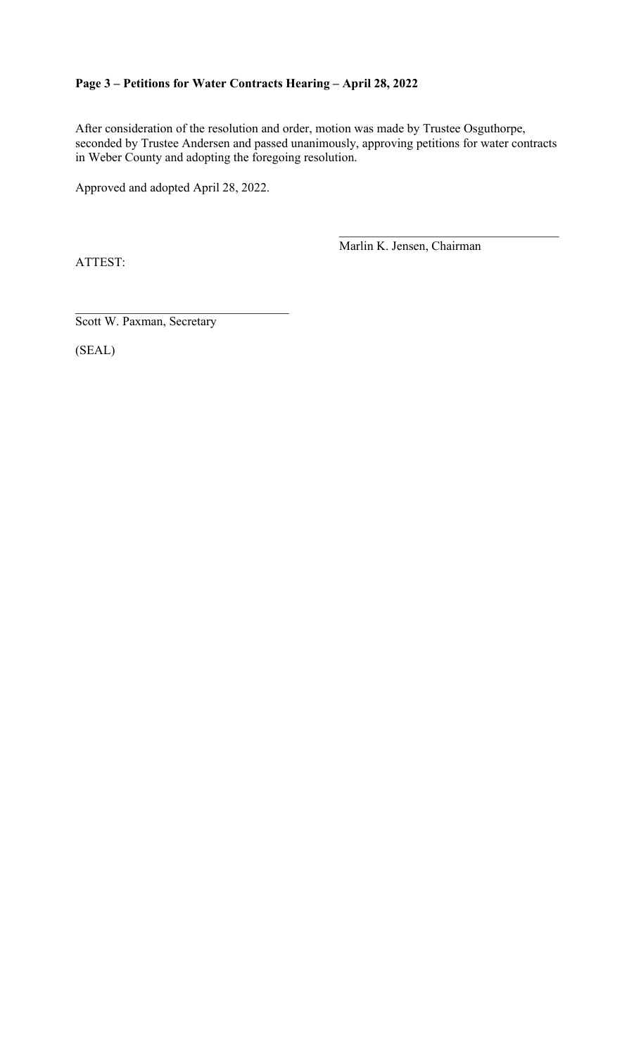**Page 3 – Petitions for Water Contracts Hearing – April 28, 2022**

After consideration of the resolution and order, motion was made by Trustee Osguthorpe, seconded by Trustee Andersen and passed unanimously, approving petitions for water contracts in Weber County and adopting the foregoing resolution.

Approved and adopted April 28, 2022.

\_\_\_\_\_\_\_\_\_\_\_\_\_\_\_\_\_\_\_\_\_\_\_\_\_\_\_\_\_\_\_\_\_\_
Marlin K. Jensen, Chairman

ATTEST:

\_\_\_\_\_\_\_\_\_\_\_\_\_\_\_\_\_\_\_\_\_\_\_\_\_\_\_\_\_\_\_\_\_\_
Scott W. Paxman, Secretary

(SEAL)